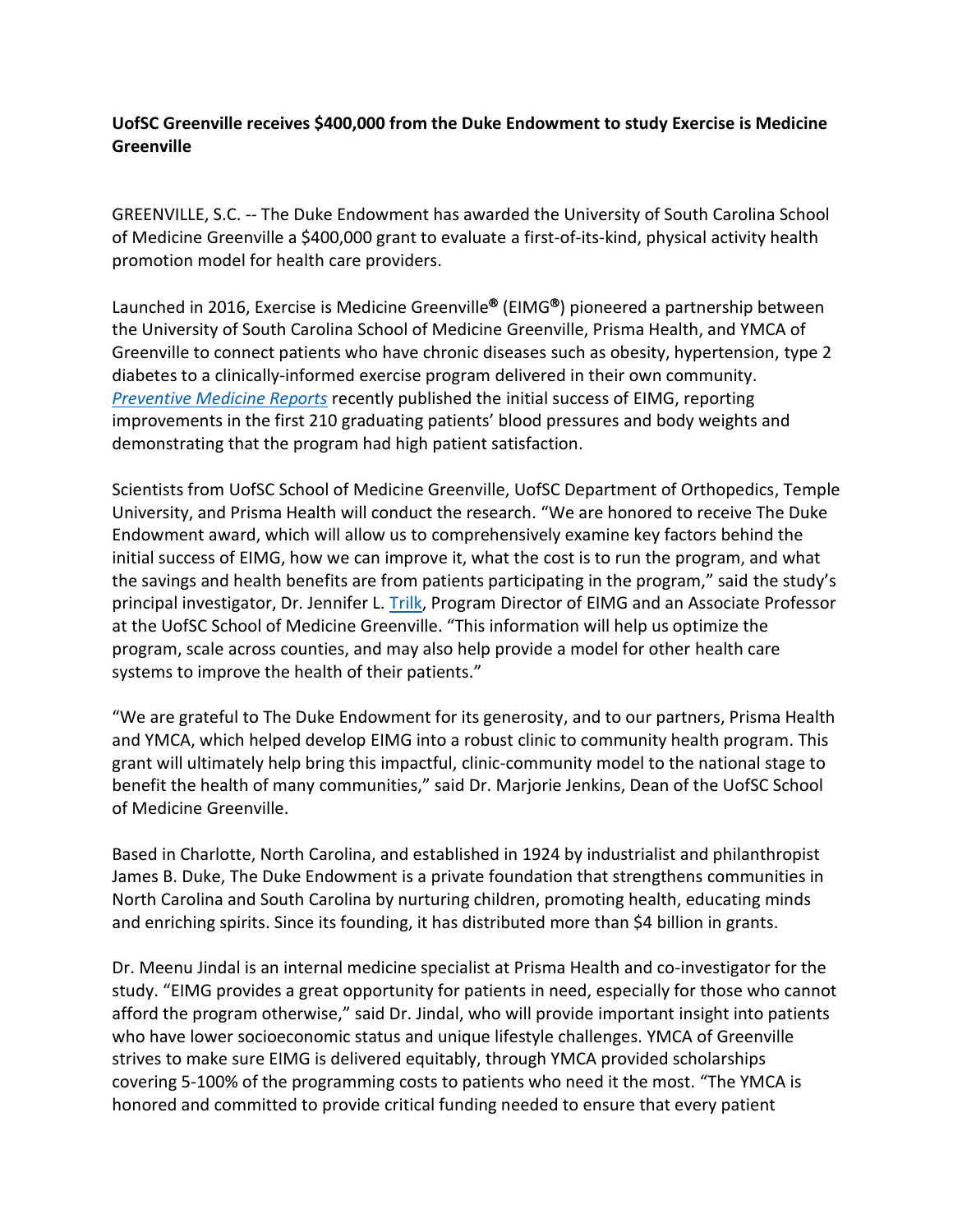**UofSC Greenville receives $400,000 from the Duke Endowment to study Exercise is Medicine Greenville**

GREENVILLE, S.C. -- The Duke Endowment has awarded the University of South Carolina School of Medicine Greenville a $400,000 grant to evaluate a first-of-its-kind, physical activity health promotion model for health care providers.

Launched in 2016, Exercise is Medicine Greenville® (EIMG®) pioneered a partnership between the University of South Carolina School of Medicine Greenville, Prisma Health, and YMCA of Greenville to connect patients who have chronic diseases such as obesity, hypertension, type 2 diabetes to a clinically-informed exercise program delivered in their own community. *Preventive Medicine Reports* recently published the initial success of EIMG, reporting improvements in the first 210 graduating patients' blood pressures and body weights and demonstrating that the program had high patient satisfaction.

Scientists from UofSC School of Medicine Greenville, UofSC Department of Orthopedics, Temple University, and Prisma Health will conduct the research. "We are honored to receive The Duke Endowment award, which will allow us to comprehensively examine key factors behind the initial success of EIMG, how we can improve it, what the cost is to run the program, and what the savings and health benefits are from patients participating in the program," said the study's principal investigator, Dr. Jennifer L. Trilk, Program Director of EIMG and an Associate Professor at the UofSC School of Medicine Greenville. "This information will help us optimize the program, scale across counties, and may also help provide a model for other health care systems to improve the health of their patients."

"We are grateful to The Duke Endowment for its generosity, and to our partners, Prisma Health and YMCA, which helped develop EIMG into a robust clinic to community health program. This grant will ultimately help bring this impactful, clinic-community model to the national stage to benefit the health of many communities," said Dr. Marjorie Jenkins, Dean of the UofSC School of Medicine Greenville.

Based in Charlotte, North Carolina, and established in 1924 by industrialist and philanthropist James B. Duke, The Duke Endowment is a private foundation that strengthens communities in North Carolina and South Carolina by nurturing children, promoting health, educating minds and enriching spirits. Since its founding, it has distributed more than $4 billion in grants.

Dr. Meenu Jindal is an internal medicine specialist at Prisma Health and co-investigator for the study. "EIMG provides a great opportunity for patients in need, especially for those who cannot afford the program otherwise," said Dr. Jindal, who will provide important insight into patients who have lower socioeconomic status and unique lifestyle challenges. YMCA of Greenville strives to make sure EIMG is delivered equitably, through YMCA provided scholarships covering 5-100% of the programming costs to patients who need it the most. "The YMCA is honored and committed to provide critical funding needed to ensure that every patient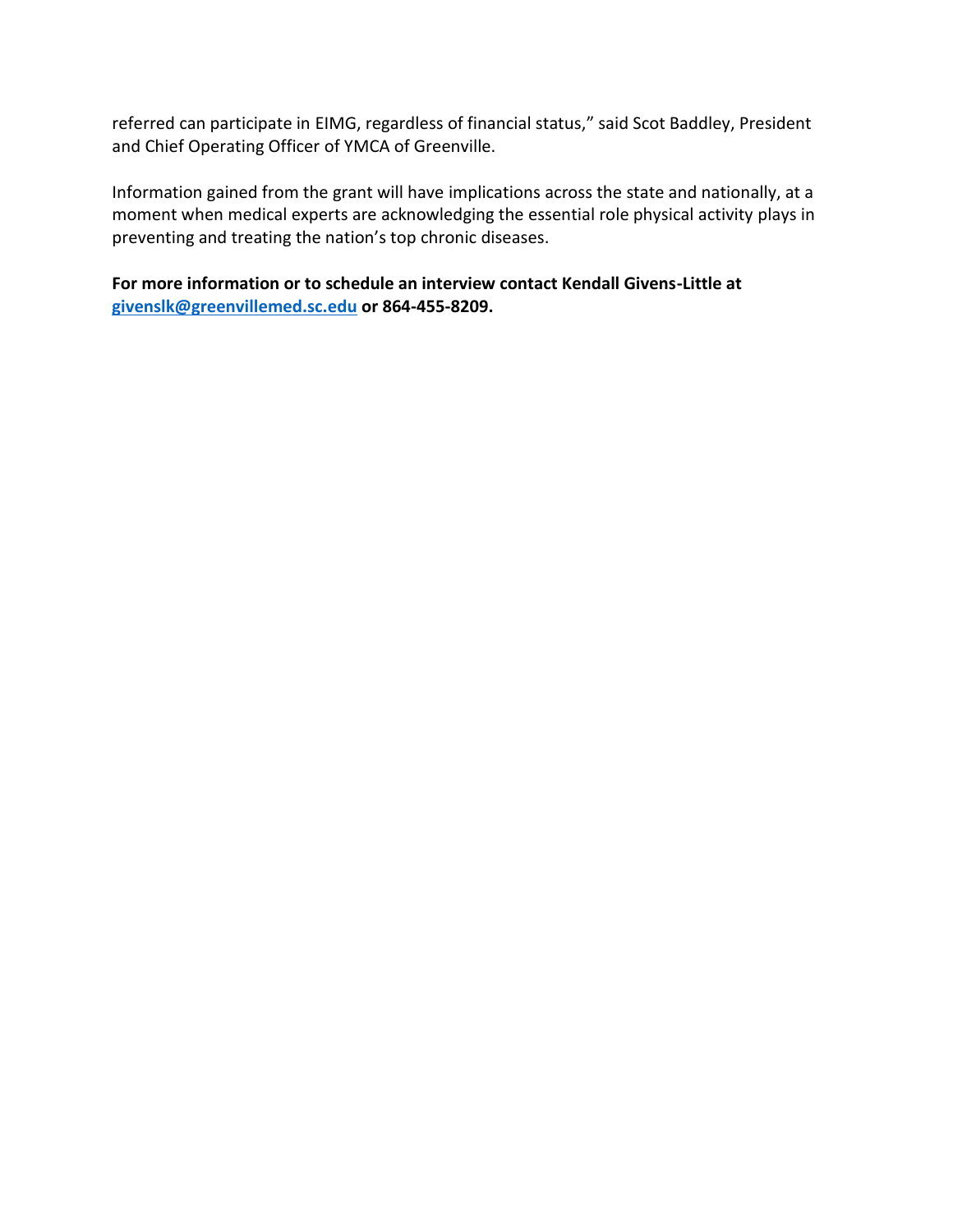referred can participate in EIMG, regardless of financial status," said Scot Baddley, President and Chief Operating Officer of YMCA of Greenville.

Information gained from the grant will have implications across the state and nationally, at a moment when medical experts are acknowledging the essential role physical activity plays in preventing and treating the nation's top chronic diseases.

**For more information or to schedule an interview contact Kendall Givens-Little at [givenslk@greenvillemed.sc.edu](mailto:givenslk@greenvillemed.sc.edu) or 864-455-8209.**